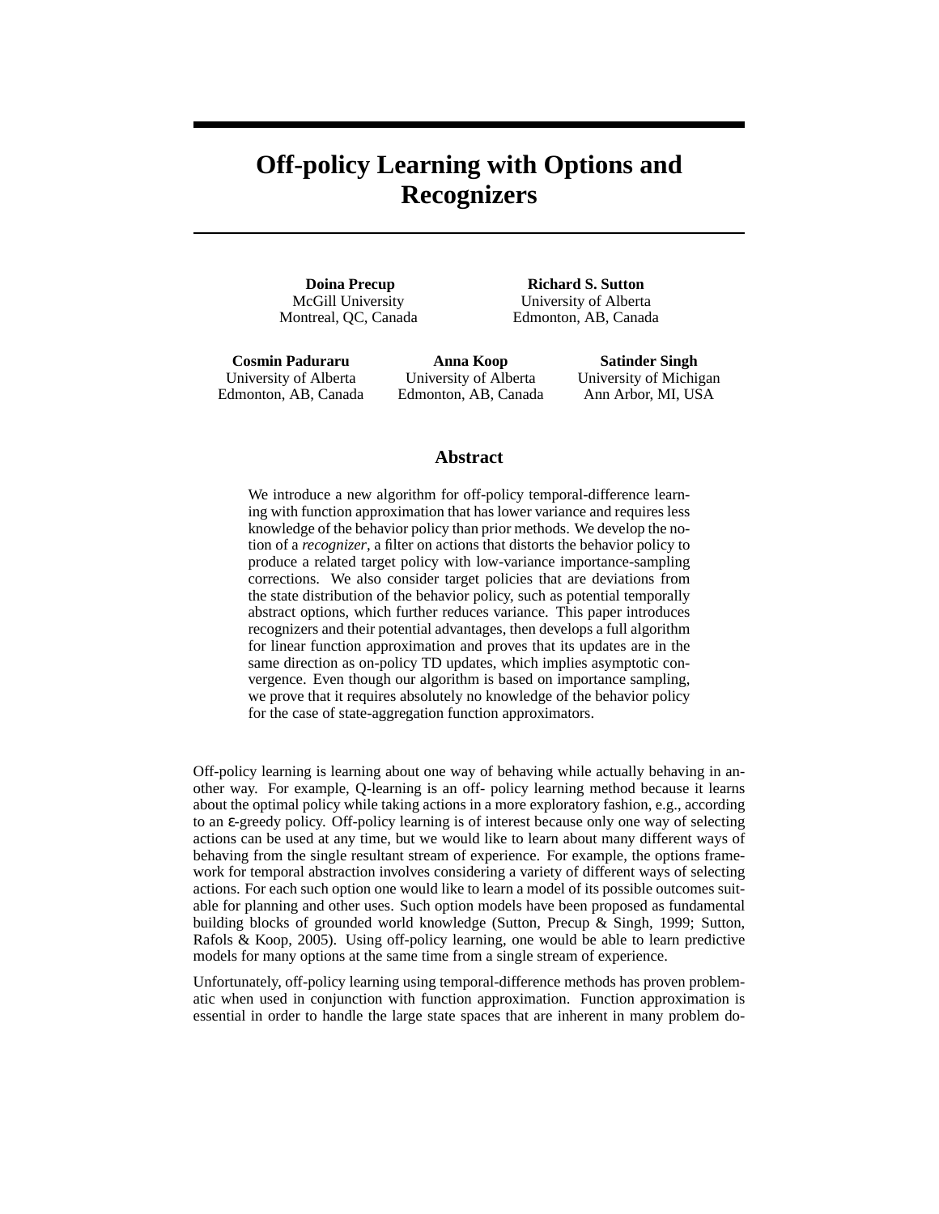# Off-policy Learning with Options and Recognizers

**Doina Precup**
McGill University
Montreal, QC, Canada

**Richard S. Sutton**
University of Alberta
Edmonton, AB, Canada

**Cosmin Paduraru**
University of Alberta
Edmonton, AB, Canada

**Anna Koop**
University of Alberta
Edmonton, AB, Canada

**Satinder Singh**
University of Michigan
Ann Arbor, MI, USA

## Abstract

We introduce a new algorithm for off-policy temporal-difference learning with function approximation that has lower variance and requires less knowledge of the behavior policy than prior methods. We develop the notion of a *recognizer*, a filter on actions that distorts the behavior policy to produce a related target policy with low-variance importance-sampling corrections. We also consider target policies that are deviations from the state distribution of the behavior policy, such as potential temporally abstract options, which further reduces variance. This paper introduces recognizers and their potential advantages, then develops a full algorithm for linear function approximation and proves that its updates are in the same direction as on-policy TD updates, which implies asymptotic convergence. Even though our algorithm is based on importance sampling, we prove that it requires absolutely no knowledge of the behavior policy for the case of state-aggregation function approximators.

Off-policy learning is learning about one way of behaving while actually behaving in another way. For example, Q-learning is an off- policy learning method because it learns about the optimal policy while taking actions in a more exploratory fashion, e.g., according to an $\varepsilon$-greedy policy. Off-policy learning is of interest because only one way of selecting actions can be used at any time, but we would like to learn about many different ways of behaving from the single resultant stream of experience. For example, the options framework for temporal abstraction involves considering a variety of different ways of selecting actions. For each such option one would like to learn a model of its possible outcomes suitable for planning and other uses. Such option models have been proposed as fundamental building blocks of grounded world knowledge (Sutton, Precup & Singh, 1999; Sutton, Rafols & Koop, 2005). Using off-policy learning, one would be able to learn predictive models for many options at the same time from a single stream of experience.

Unfortunately, off-policy learning using temporal-difference methods has proven problematic when used in conjunction with function approximation. Function approximation is essential in order to handle the large state spaces that are inherent in many problem do-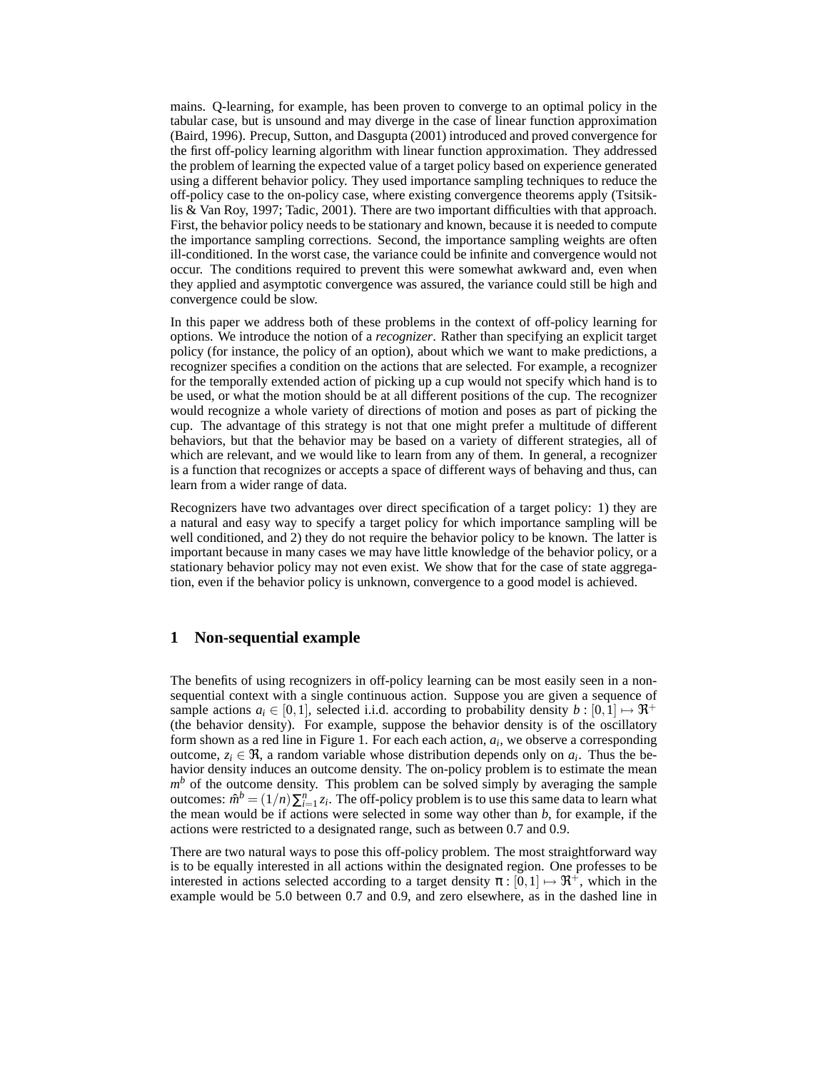mains. Q-learning, for example, has been proven to converge to an optimal policy in the tabular case, but is unsound and may diverge in the case of linear function approximation (Baird, 1996). Precup, Sutton, and Dasgupta (2001) introduced and proved convergence for the first off-policy learning algorithm with linear function approximation. They addressed the problem of learning the expected value of a target policy based on experience generated using a different behavior policy. They used importance sampling techniques to reduce the off-policy case to the on-policy case, where existing convergence theorems apply (Tsitsiklis & Van Roy, 1997; Tadic, 2001). There are two important difficulties with that approach. First, the behavior policy needs to be stationary and known, because it is needed to compute the importance sampling corrections. Second, the importance sampling weights are often ill-conditioned. In the worst case, the variance could be infinite and convergence would not occur. The conditions required to prevent this were somewhat awkward and, even when they applied and asymptotic convergence was assured, the variance could still be high and convergence could be slow.

In this paper we address both of these problems in the context of off-policy learning for options. We introduce the notion of a *recognizer*. Rather than specifying an explicit target policy (for instance, the policy of an option), about which we want to make predictions, a recognizer specifies a condition on the actions that are selected. For example, a recognizer for the temporally extended action of picking up a cup would not specify which hand is to be used, or what the motion should be at all different positions of the cup. The recognizer would recognize a whole variety of directions of motion and poses as part of picking the cup. The advantage of this strategy is not that one might prefer a multitude of different behaviors, but that the behavior may be based on a variety of different strategies, all of which are relevant, and we would like to learn from any of them. In general, a recognizer is a function that recognizes or accepts a space of different ways of behaving and thus, can learn from a wider range of data.

Recognizers have two advantages over direct specification of a target policy: 1) they are a natural and easy way to specify a target policy for which importance sampling will be well conditioned, and 2) they do not require the behavior policy to be known. The latter is important because in many cases we may have little knowledge of the behavior policy, or a stationary behavior policy may not even exist. We show that for the case of state aggregation, even if the behavior policy is unknown, convergence to a good model is achieved.

## 1 Non-sequential example

The benefits of using recognizers in off-policy learning can be most easily seen in a non-sequential context with a single continuous action. Suppose you are given a sequence of sample actions $a_i \in [0,1]$, selected i.i.d. according to probability density $b : [0,1] \mapsto \Re^+$ (the behavior density). For example, suppose the behavior density is of the oscillatory form shown as a red line in Figure 1. For each each action, $a_i$, we observe a corresponding outcome, $z_i \in \Re$, a random variable whose distribution depends only on $a_i$. Thus the behavior density induces an outcome density. The on-policy problem is to estimate the mean $m^b$ of the outcome density. This problem can be solved simply by averaging the sample outcomes: $\hat{m}^b = (1/n)\sum_{i=1}^{n} z_i$. The off-policy problem is to use this same data to learn what the mean would be if actions were selected in some way other than $b$, for example, if the actions were restricted to a designated range, such as between 0.7 and 0.9.

There are two natural ways to pose this off-policy problem. The most straightforward way is to be equally interested in all actions within the designated region. One professes to be interested in actions selected according to a target density $\pi : [0,1] \mapsto \Re^+$, which in the example would be 5.0 between 0.7 and 0.9, and zero elsewhere, as in the dashed line in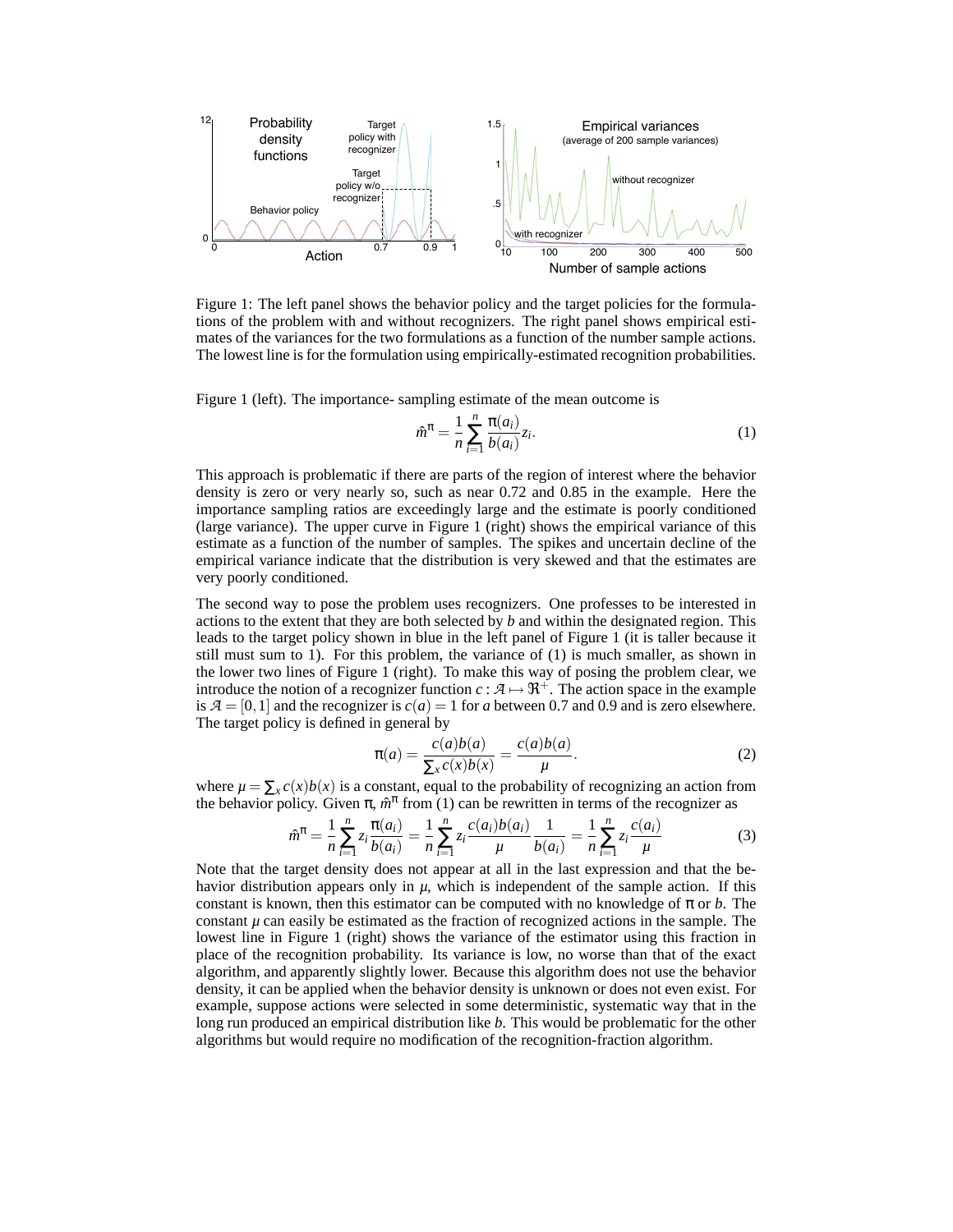Figure 1: The left panel shows the behavior policy and the target policies for the formulations of the problem with and without recognizers. The right panel shows empirical estimates of the variances for the two formulations as a function of the number sample actions. The lowest line is for the formulation using empirically-estimated recognition probabilities.

Figure 1 (left). The importance- sampling estimate of the mean outcome is

$$\hat{m}^{\pi} = \frac{1}{n} \sum_{i=1}^{n} \frac{\pi(a_i)}{b(a_i)} z_i. \tag{1}$$

This approach is problematic if there are parts of the region of interest where the behavior density is zero or very nearly so, such as near 0.72 and 0.85 in the example. Here the importance sampling ratios are exceedingly large and the estimate is poorly conditioned (large variance). The upper curve in Figure 1 (right) shows the empirical variance of this estimate as a function of the number of samples. The spikes and uncertain decline of the empirical variance indicate that the distribution is very skewed and that the estimates are very poorly conditioned.

The second way to pose the problem uses recognizers. One professes to be interested in actions to the extent that they are both selected by $b$ and within the designated region. This leads to the target policy shown in blue in the left panel of Figure 1 (it is taller because it still must sum to 1). For this problem, the variance of (1) is much smaller, as shown in the lower two lines of Figure 1 (right). To make this way of posing the problem clear, we introduce the notion of a recognizer function $c : \mathcal{A} \mapsto \Re^{+}$. The action space in the example is $\mathcal{A} = [0, 1]$ and the recognizer is $c(a) = 1$ for $a$ between 0.7 and 0.9 and is zero elsewhere. The target policy is defined in general by

$$\pi(a) = \frac{c(a)b(a)}{\sum_x c(x)b(x)} = \frac{c(a)b(a)}{\mu}. \tag{2}$$

where $\mu = \sum_x c(x)b(x)$ is a constant, equal to the probability of recognizing an action from the behavior policy. Given $\pi$, $\hat{m}^{\pi}$ from (1) can be rewritten in terms of the recognizer as

$$\hat{m}^{\pi} = \frac{1}{n} \sum_{i=1}^{n} z_i \frac{\pi(a_i)}{b(a_i)} = \frac{1}{n} \sum_{i=1}^{n} z_i \frac{c(a_i)b(a_i)}{\mu} \frac{1}{b(a_i)} = \frac{1}{n} \sum_{i=1}^{n} z_i \frac{c(a_i)}{\mu} \tag{3}$$

Note that the target density does not appear at all in the last expression and that the behavior distribution appears only in $\mu$, which is independent of the sample action. If this constant is known, then this estimator can be computed with no knowledge of $\pi$ or $b$. The constant $\mu$ can easily be estimated as the fraction of recognized actions in the sample. The lowest line in Figure 1 (right) shows the variance of the estimator using this fraction in place of the recognition probability. Its variance is low, no worse than that of the exact algorithm, and apparently slightly lower. Because this algorithm does not use the behavior density, it can be applied when the behavior density is unknown or does not even exist. For example, suppose actions were selected in some deterministic, systematic way that in the long run produced an empirical distribution like $b$. This would be problematic for the other algorithms but would require no modification of the recognition-fraction algorithm.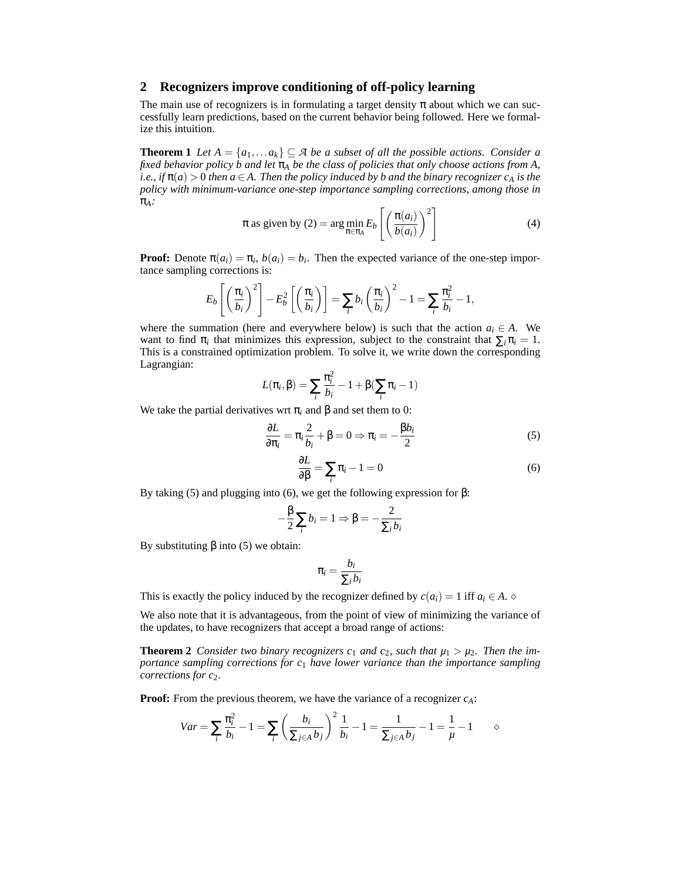## 2 Recognizers improve conditioning of off-policy learning

The main use of recognizers is in formulating a target density $\pi$ about which we can successfully learn predictions, based on the current behavior being followed. Here we formalize this intuition.

**Theorem 1** *Let $A = \{a_1, \ldots a_k\} \subseteq \mathcal{A}$ be a subset of all the possible actions. Consider a fixed behavior policy $b$ and let $\pi_A$ be the class of policies that only choose actions from $A$, i.e., if $\pi(a) > 0$ then $a \in A$. Then the policy induced by $b$ and the binary recognizer $c_A$ is the policy with minimum-variance one-step importance sampling corrections, among those in $\pi_A$:*

$$\pi \text{ as given by (2)} = \arg\min_{\pi \in \pi_A} E_b \left[ \left( \frac{\pi(a_i)}{b(a_i)} \right)^2 \right] \tag{4}$$

**Proof:** Denote $\pi(a_i) = \pi_i$, $b(a_i) = b_i$. Then the expected variance of the one-step importance sampling corrections is:

$$E_b \left[ \left( \frac{\pi_i}{b_i} \right)^2 \right] - E_b^2 \left[ \left( \frac{\pi_i}{b_i} \right) \right] = \sum_i b_i \left( \frac{\pi_i}{b_i} \right)^2 - 1 = \sum_i \frac{\pi_i^2}{b_i} - 1,$$

where the summation (here and everywhere below) is such that the action $a_i \in A$. We want to find $\pi_i$ that minimizes this expression, subject to the constraint that $\sum_i \pi_i = 1$. This is a constrained optimization problem. To solve it, we write down the corresponding Lagrangian:

$$L(\pi_i, \beta) = \sum_i \frac{\pi_i^2}{b_i} - 1 + \beta \left( \sum_i \pi_i - 1 \right)$$

We take the partial derivatives wrt $\pi_i$ and $\beta$ and set them to 0:

$$\frac{\partial L}{\partial \pi_i} = \pi_i \frac{2}{b_i} + \beta = 0 \Rightarrow \pi_i = -\frac{\beta b_i}{2} \tag{5}$$

$$\frac{\partial L}{\partial \beta} = \sum_i \pi_i - 1 = 0 \tag{6}$$

By taking (5) and plugging into (6), we get the following expression for $\beta$:

$$-\frac{\beta}{2} \sum_i b_i = 1 \Rightarrow \beta = -\frac{2}{\sum_i b_i}$$

By substituting $\beta$ into (5) we obtain:

$$\pi_i = \frac{b_i}{\sum_i b_i}$$

This is exactly the policy induced by the recognizer defined by $c(a_i) = 1$ iff $a_i \in A$. $\diamond$

We also note that it is advantageous, from the point of view of minimizing the variance of the updates, to have recognizers that accept a broad range of actions:

**Theorem 2** *Consider two binary recognizers $c_1$ and $c_2$, such that $\mu_1 > \mu_2$. Then the importance sampling corrections for $c_1$ have lower variance than the importance sampling corrections for $c_2$.*

**Proof:** From the previous theorem, we have the variance of a recognizer $c_A$:

$$Var = \sum_i \frac{\pi_i^2}{b_i} - 1 = \sum_i \left( \frac{b_i}{\sum_{j \in A} b_j} \right)^2 \frac{1}{b_i} - 1 = \frac{1}{\sum_{j \in A} b_j} - 1 = \frac{1}{\mu} - 1 \qquad \diamond$$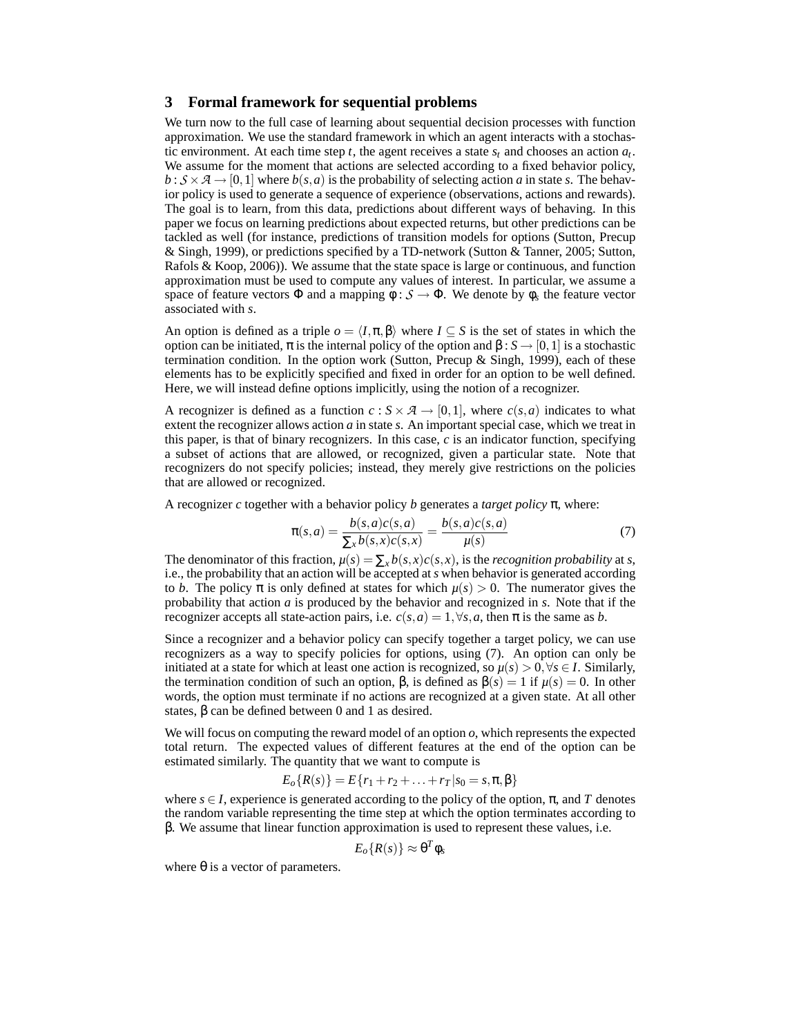## 3 Formal framework for sequential problems

We turn now to the full case of learning about sequential decision processes with function approximation. We use the standard framework in which an agent interacts with a stochastic environment. At each time step $t$, the agent receives a state $s_t$ and chooses an action $a_t$. We assume for the moment that actions are selected according to a fixed behavior policy, $b : \mathcal{S} \times \mathcal{A} \rightarrow [0,1]$ where $b(s,a)$ is the probability of selecting action $a$ in state $s$. The behavior policy is used to generate a sequence of experience (observations, actions and rewards). The goal is to learn, from this data, predictions about different ways of behaving. In this paper we focus on learning predictions about expected returns, but other predictions can be tackled as well (for instance, predictions of transition models for options (Sutton, Precup & Singh, 1999), or predictions specified by a TD-network (Sutton & Tanner, 2005; Sutton, Rafols & Koop, 2006)). We assume that the state space is large or continuous, and function approximation must be used to compute any values of interest. In particular, we assume a space of feature vectors $\Phi$ and a mapping $\phi : \mathcal{S} \rightarrow \Phi$. We denote by $\phi_s$ the feature vector associated with $s$.

An option is defined as a triple $o = \langle I, \pi, \beta \rangle$ where $I \subseteq S$ is the set of states in which the option can be initiated, $\pi$ is the internal policy of the option and $\beta : S \rightarrow [0,1]$ is a stochastic termination condition. In the option work (Sutton, Precup & Singh, 1999), each of these elements has to be explicitly specified and fixed in order for an option to be well defined. Here, we will instead define options implicitly, using the notion of a recognizer.

A recognizer is defined as a function $c : S \times \mathcal{A} \rightarrow [0,1]$, where $c(s,a)$ indicates to what extent the recognizer allows action $a$ in state $s$. An important special case, which we treat in this paper, is that of binary recognizers. In this case, $c$ is an indicator function, specifying a subset of actions that are allowed, or recognized, given a particular state. Note that recognizers do not specify policies; instead, they merely give restrictions on the policies that are allowed or recognized.

A recognizer $c$ together with a behavior policy $b$ generates a *target policy* $\pi$, where:

$$\pi(s,a) = \frac{b(s,a)c(s,a)}{\sum_x b(s,x)c(s,x)} = \frac{b(s,a)c(s,a)}{\mu(s)} \tag{7}$$

The denominator of this fraction, $\mu(s) = \sum_x b(s,x)c(s,x)$, is the *recognition probability* at $s$, i.e., the probability that an action will be accepted at $s$ when behavior is generated according to $b$. The policy $\pi$ is only defined at states for which $\mu(s) > 0$. The numerator gives the probability that action $a$ is produced by the behavior and recognized in $s$. Note that if the recognizer accepts all state-action pairs, i.e. $c(s,a) = 1, \forall s, a$, then $\pi$ is the same as $b$.

Since a recognizer and a behavior policy can specify together a target policy, we can use recognizers as a way to specify policies for options, using (7). An option can only be initiated at a state for which at least one action is recognized, so $\mu(s) > 0, \forall s \in I$. Similarly, the termination condition of such an option, $\beta$, is defined as $\beta(s) = 1$ if $\mu(s) = 0$. In other words, the option must terminate if no actions are recognized at a given state. At all other states, $\beta$ can be defined between 0 and 1 as desired.

We will focus on computing the reward model of an option $o$, which represents the expected total return. The expected values of different features at the end of the option can be estimated similarly. The quantity that we want to compute is

$$E_o\{R(s)\} = E\{r_1 + r_2 + \ldots + r_T | s_0 = s, \pi, \beta\}$$

where $s \in I$, experience is generated according to the policy of the option, $\pi$, and $T$ denotes the random variable representing the time step at which the option terminates according to $\beta$. We assume that linear function approximation is used to represent these values, i.e.

$$E_o\{R(s)\} \approx \theta^T \phi_s$$

where $\theta$ is a vector of parameters.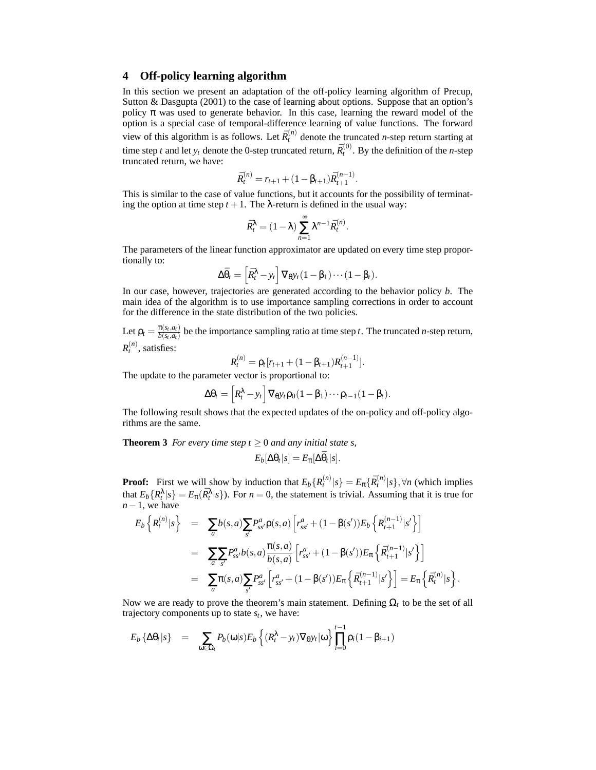## 4 Off-policy learning algorithm

In this section we present an adaptation of the off-policy learning algorithm of Precup, Sutton & Dasgupta (2001) to the case of learning about options. Suppose that an option's policy $\pi$ was used to generate behavior. In this case, learning the reward model of the option is a special case of temporal-difference learning of value functions. The forward view of this algorithm is as follows. Let $\bar{R}_t^{(n)}$ denote the truncated *n*-step return starting at time step *t* and let $y_t$ denote the 0-step truncated return, $\bar{R}_t^{(0)}$. By the definition of the *n*-step truncated return, we have:

$$\bar{R}_t^{(n)} = r_{t+1} + (1 - \beta_{t+1})\bar{R}_{t+1}^{(n-1)}.$$

This is similar to the case of value functions, but it accounts for the possibility of terminating the option at time step $t+1$. The $\lambda$-return is defined in the usual way:

$$\bar{R}_t^{\lambda} = (1-\lambda)\sum_{n=1}^{\infty}\lambda^{n-1}\bar{R}_t^{(n)}.$$

The parameters of the linear function approximator are updated on every time step proportionally to:

$$\Delta\bar{\theta}_t = \left[\bar{R}_t^{\lambda} - y_t\right]\nabla_\theta y_t (1-\beta_1)\cdots(1-\beta_t).$$

In our case, however, trajectories are generated according to the behavior policy *b*. The main idea of the algorithm is to use importance sampling corrections in order to account for the difference in the state distribution of the two policies.

Let $\rho_t = \frac{\pi(s_t,a_t)}{b(s_t,a_t)}$ be the importance sampling ratio at time step *t*. The truncated *n*-step return, $R_t^{(n)}$, satisfies:

$$R_t^{(n)} = \rho_t[r_{t+1} + (1-\beta_{t+1})R_{t+1}^{(n-1)}].$$

The update to the parameter vector is proportional to:

$$\Delta\theta_t = \left[R_t^{\lambda} - y_t\right]\nabla_\theta y_t \rho_0(1-\beta_1)\cdots\rho_{t-1}(1-\beta_t).$$

The following result shows that the expected updates of the on-policy and off-policy algorithms are the same.

**Theorem 3** *For every time step $t \geq 0$ and any initial state s,*

$$E_b[\Delta\theta_t|s] = E_\pi[\Delta\bar{\theta}_t|s].$$

**Proof:** First we will show by induction that $E_b\{R_t^{(n)}|s\} = E_\pi\{\bar{R}_t^{(n)}|s\}, \forall n$ (which implies that $E_b\{R_t^{\lambda}|s\} = E_\pi(\bar{R}_t^{\lambda}|s\})$. For $n = 0$, the statement is trivial. Assuming that it is true for $n-1$, we have

$$\begin{aligned}
E_b\left\{R_t^{(n)}|s\right\} &= \sum_a b(s,a)\sum_{s'}P_{ss'}^a \rho(s,a)\left[r_{ss'}^a + (1-\beta(s'))E_b\left\{R_{t+1}^{(n-1)}|s'\right\}\right] \\
&= \sum_a\sum_{s'}P_{ss'}^a b(s,a)\frac{\pi(s,a)}{b(s,a)}\left[r_{ss'}^a + (1-\beta(s'))E_\pi\left\{\bar{R}_{t+1}^{(n-1)}|s'\right\}\right] \\
&= \sum_a \pi(s,a)\sum_{s'}P_{ss'}^a\left[r_{ss'}^a + (1-\beta(s'))E_\pi\left\{\bar{R}_{t+1}^{(n-1)}|s'\right\}\right] = E_\pi\left\{\bar{R}_t^{(n)}|s\right\}.
\end{aligned}$$

Now we are ready to prove the theorem's main statement. Defining $\Omega_t$ to be the set of all trajectory components up to state $s_t$, we have:

$$E_b\left\{\Delta\theta_t|s\right\} = \sum_{\omega\in\Omega_t}P_b(\omega|s)E_b\left\{(R_t^{\lambda} - y_t)\nabla_\theta y_t|\omega\right\}\prod_{i=0}^{t-1}\rho_i(1-\beta_{i+1})$$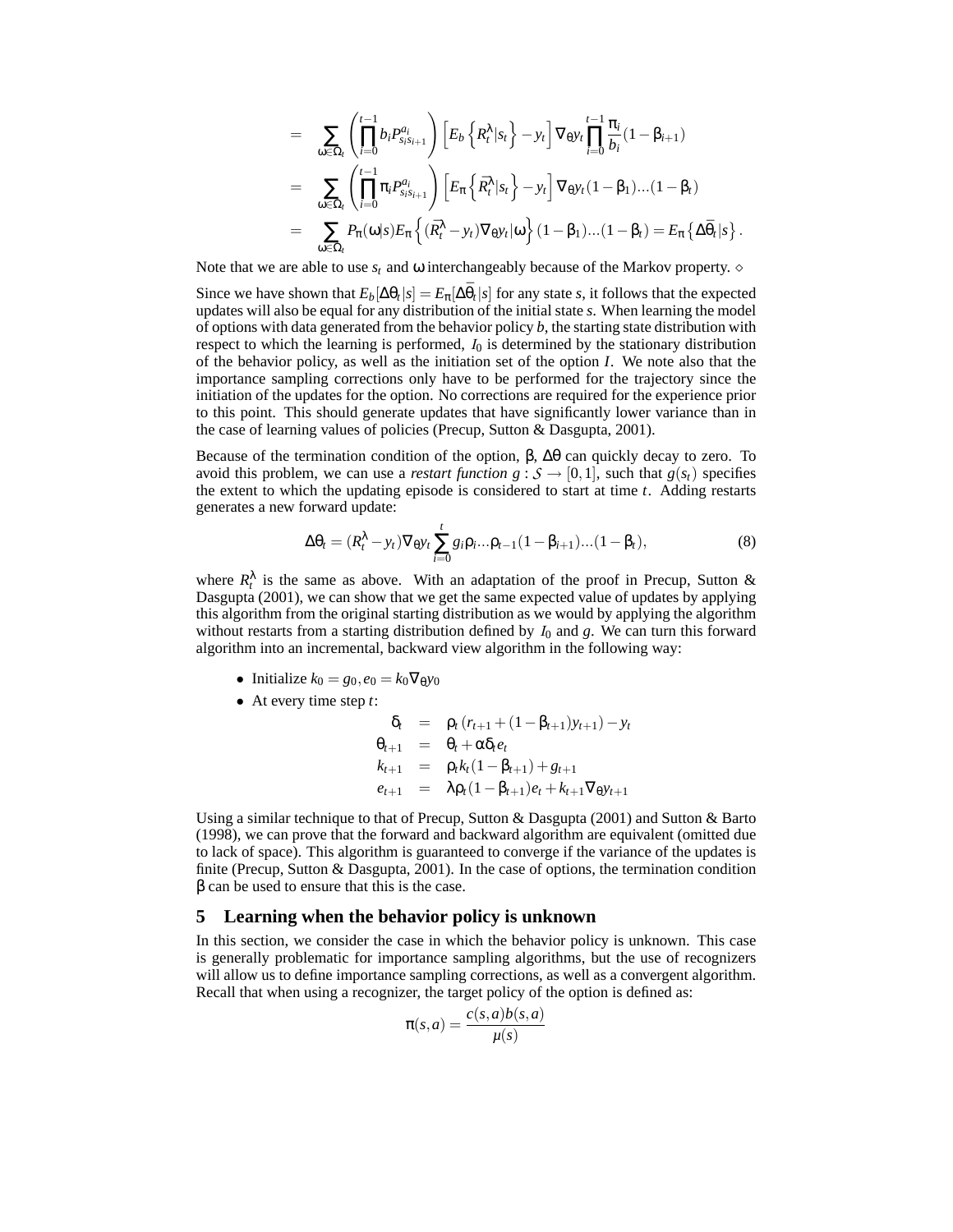$$
\begin{aligned}
&= \sum_{\omega \in \Omega_t} \left( \prod_{i=0}^{t-1} b_i P_{s_i s_{i+1}}^{a_i} \right) \left[ E_b \left\{ R_t^\lambda | s_t \right\} - y_t \right] \nabla_\theta y_t \prod_{i=0}^{t-1} \frac{\pi_i}{b_i} (1 - \beta_{i+1}) \\
&= \sum_{\omega \in \Omega_t} \left( \prod_{i=0}^{t-1} \pi_i P_{s_i s_{i+1}}^{a_i} \right) \left[ E_\pi \left\{ \overline{R}_t^\lambda | s_t \right\} - y_t \right] \nabla_\theta y_t (1 - \beta_1) ... (1 - \beta_t) \\
&= \sum_{\omega \in \Omega_t} P_\pi(\omega | s) E_\pi \left\{ (\overline{R}_t^\lambda - y_t) \nabla_\theta y_t | \omega \right\} (1 - \beta_1) ... (1 - \beta_t) = E_\pi \left\{ \Delta \bar{\theta}_t | s \right\}.
\end{aligned}
$$

Note that we are able to use $s_t$ and $\omega$ interchangeably because of the Markov property. $\diamond$

Since we have shown that $E_b[\Delta\theta_t | s] = E_\pi[\Delta\bar{\theta}_t | s]$ for any state $s$, it follows that the expected updates will also be equal for any distribution of the initial state $s$. When learning the model of options with data generated from the behavior policy $b$, the starting state distribution with respect to which the learning is performed, $I_0$ is determined by the stationary distribution of the behavior policy, as well as the initiation set of the option $I$. We note also that the importance sampling corrections only have to be performed for the trajectory since the initiation of the updates for the option. No corrections are required for the experience prior to this point. This should generate updates that have significantly lower variance than in the case of learning values of policies (Precup, Sutton & Dasgupta, 2001).

Because of the termination condition of the option, $\beta$, $\Delta\theta$ can quickly decay to zero. To avoid this problem, we can use a *restart function* $g : \mathcal{S} \to [0,1]$, such that $g(s_t)$ specifies the extent to which the updating episode is considered to start at time $t$. Adding restarts generates a new forward update:

$$
\Delta\theta_t = (R_t^\lambda - y_t) \nabla_\theta y_t \sum_{i=0}^{t} g_i \rho_i ... \rho_{t-1} (1 - \beta_{i+1}) ... (1 - \beta_t), \tag{8}
$$

where $R_t^\lambda$ is the same as above. With an adaptation of the proof in Precup, Sutton & Dasgupta (2001), we can show that we get the same expected value of updates by applying this algorithm from the original starting distribution as we would by applying the algorithm without restarts from a starting distribution defined by $I_0$ and $g$. We can turn this forward algorithm into an incremental, backward view algorithm in the following way:

- Initialize $k_0 = g_0, e_0 = k_0 \nabla_\theta y_0$
- At every time step $t$:

$$
\begin{aligned}
\delta_t &= \rho_t \left( r_{t+1} + (1 - \beta_{t+1}) y_{t+1} \right) - y_t \\
\theta_{t+1} &= \theta_t + \alpha \delta_t e_t \\
k_{t+1} &= \rho_t k_t (1 - \beta_{t+1}) + g_{t+1} \\
e_{t+1} &= \lambda \rho_t (1 - \beta_{t+1}) e_t + k_{t+1} \nabla_\theta y_{t+1}
\end{aligned}
$$

Using a similar technique to that of Precup, Sutton & Dasgupta (2001) and Sutton & Barto (1998), we can prove that the forward and backward algorithm are equivalent (omitted due to lack of space). This algorithm is guaranteed to converge if the variance of the updates is finite (Precup, Sutton & Dasgupta, 2001). In the case of options, the termination condition $\beta$ can be used to ensure that this is the case.

## 5 Learning when the behavior policy is unknown

In this section, we consider the case in which the behavior policy is unknown. This case is generally problematic for importance sampling algorithms, but the use of recognizers will allow us to define importance sampling corrections, as well as a convergent algorithm. Recall that when using a recognizer, the target policy of the option is defined as:

$$
\pi(s,a) = \frac{c(s,a) b(s,a)}{\mu(s)}
$$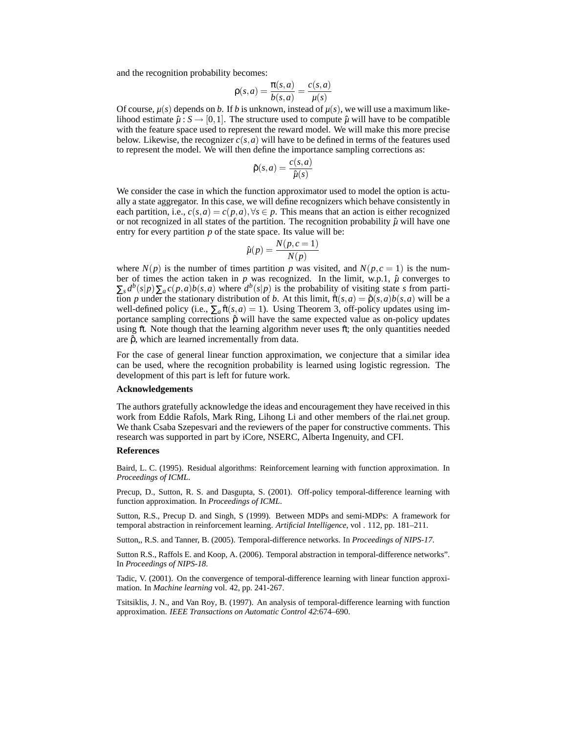and the recognition probability becomes:

$$\rho(s,a) = \frac{\pi(s,a)}{b(s,a)} = \frac{c(s,a)}{\mu(s)}$$

Of course, $\mu(s)$ depends on $b$. If $b$ is unknown, instead of $\mu(s)$, we will use a maximum likelihood estimate $\hat{\mu} : S \rightarrow [0,1]$. The structure used to compute $\hat{\mu}$ will have to be compatible with the feature space used to represent the reward model. We will make this more precise below. Likewise, the recognizer $c(s,a)$ will have to be defined in terms of the features used to represent the model. We will then define the importance sampling corrections as:

$$\hat{\rho}(s,a) = \frac{c(s,a)}{\hat{\mu}(s)}$$

We consider the case in which the function approximator used to model the option is actually a state aggregator. In this case, we will define recognizers which behave consistently in each partition, i.e., $c(s,a) = c(p,a), \forall s \in p$. This means that an action is either recognized or not recognized in all states of the partition. The recognition probability $\hat{\mu}$ will have one entry for every partition $p$ of the state space. Its value will be:

$$\hat{\mu}(p) = \frac{N(p, c=1)}{N(p)}$$

where $N(p)$ is the number of times partition $p$ was visited, and $N(p, c=1)$ is the number of times the action taken in $p$ was recognized. In the limit, w.p.1, $\hat{\mu}$ converges to $\sum_s d^b(s|p) \sum_a c(p,a) b(s,a)$ where $d^b(s|p)$ is the probability of visiting state $s$ from partition $p$ under the stationary distribution of $b$. At this limit, $\hat{\pi}(s,a) = \hat{\rho}(s,a) b(s,a)$ will be a well-defined policy (i.e., $\sum_a \hat{\pi}(s,a) = 1$). Using Theorem 3, off-policy updates using importance sampling corrections $\hat{\rho}$ will have the same expected value as on-policy updates using $\hat{\pi}$. Note though that the learning algorithm never uses $\hat{\pi}$; the only quantities needed are $\hat{\rho}$, which are learned incrementally from data.

For the case of general linear function approximation, we conjecture that a similar idea can be used, where the recognition probability is learned using logistic regression. The development of this part is left for future work.

**Acknowledgements**

The authors gratefully acknowledge the ideas and encouragement they have received in this work from Eddie Rafols, Mark Ring, Lihong Li and other members of the rlai.net group. We thank Csaba Szepesvari and the reviewers of the paper for constructive comments. This research was supported in part by iCore, NSERC, Alberta Ingenuity, and CFI.

**References**

Baird, L. C. (1995). Residual algorithms: Reinforcement learning with function approximation. In *Proceedings of ICML*.

Precup, D., Sutton, R. S. and Dasgupta, S. (2001). Off-policy temporal-difference learning with function approximation. In *Proceedings of ICML*.

Sutton, R.S., Precup D. and Singh, S (1999). Between MDPs and semi-MDPs: A framework for temporal abstraction in reinforcement learning. *Artificial Intelligence*, vol . 112, pp. 181–211.

Sutton,, R.S. and Tanner, B. (2005). Temporal-difference networks. In *Proceedings of NIPS-17*.

Sutton R.S., Raffols E. and Koop, A. (2006). Temporal abstraction in temporal-difference networks". In *Proceedings of NIPS-18*.

Tadic, V. (2001). On the convergence of temporal-difference learning with linear function approximation. In *Machine learning* vol. 42, pp. 241-267.

Tsitsiklis, J. N., and Van Roy, B. (1997). An analysis of temporal-difference learning with function approximation. *IEEE Transactions on Automatic Control 42*:674–690.